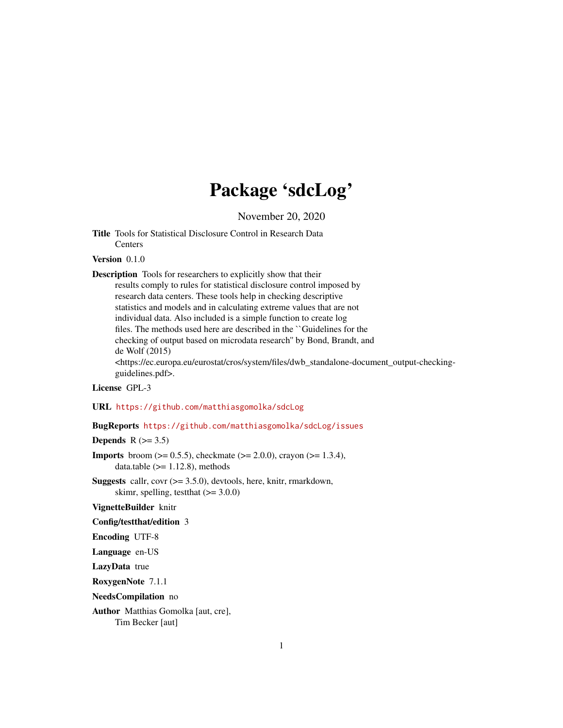# Package 'sdcLog'

November 20, 2020

**Title** Tools for Statistical Disclosure Control in Research Data Centers

**Version** 0.1.0

**Description** Tools for researchers to explicitly show that their results comply to rules for statistical disclosure control imposed by research data centers. These tools help in checking descriptive statistics and models and in calculating extreme values that are not individual data. Also included is a simple function to create log files. The methods used here are described in the ``Guidelines for the checking of output based on microdata research'' by Bond, Brandt, and de Wolf (2015) <https://ec.europa.eu/eurostat/cros/system/files/dwb_standalone-document_output-checking-guidelines.pdf>.

**License** GPL-3

**URL** https://github.com/matthiasgomolka/sdcLog

**BugReports** https://github.com/matthiasgomolka/sdcLog/issues

**Depends** R (>= 3.5)

**Imports** broom (>= 0.5.5), checkmate (>= 2.0.0), crayon (>= 1.3.4), data.table (>= 1.12.8), methods

**Suggests** callr, covr (>= 3.5.0), devtools, here, knitr, rmarkdown, skimr, spelling, testthat (>= 3.0.0)

**VignetteBuilder** knitr

**Config/testthat/edition** 3

**Encoding** UTF-8

**Language** en-US

**LazyData** true

**RoxygenNote** 7.1.1

**NeedsCompilation** no

**Author** Matthias Gomolka [aut, cre], Tim Becker [aut]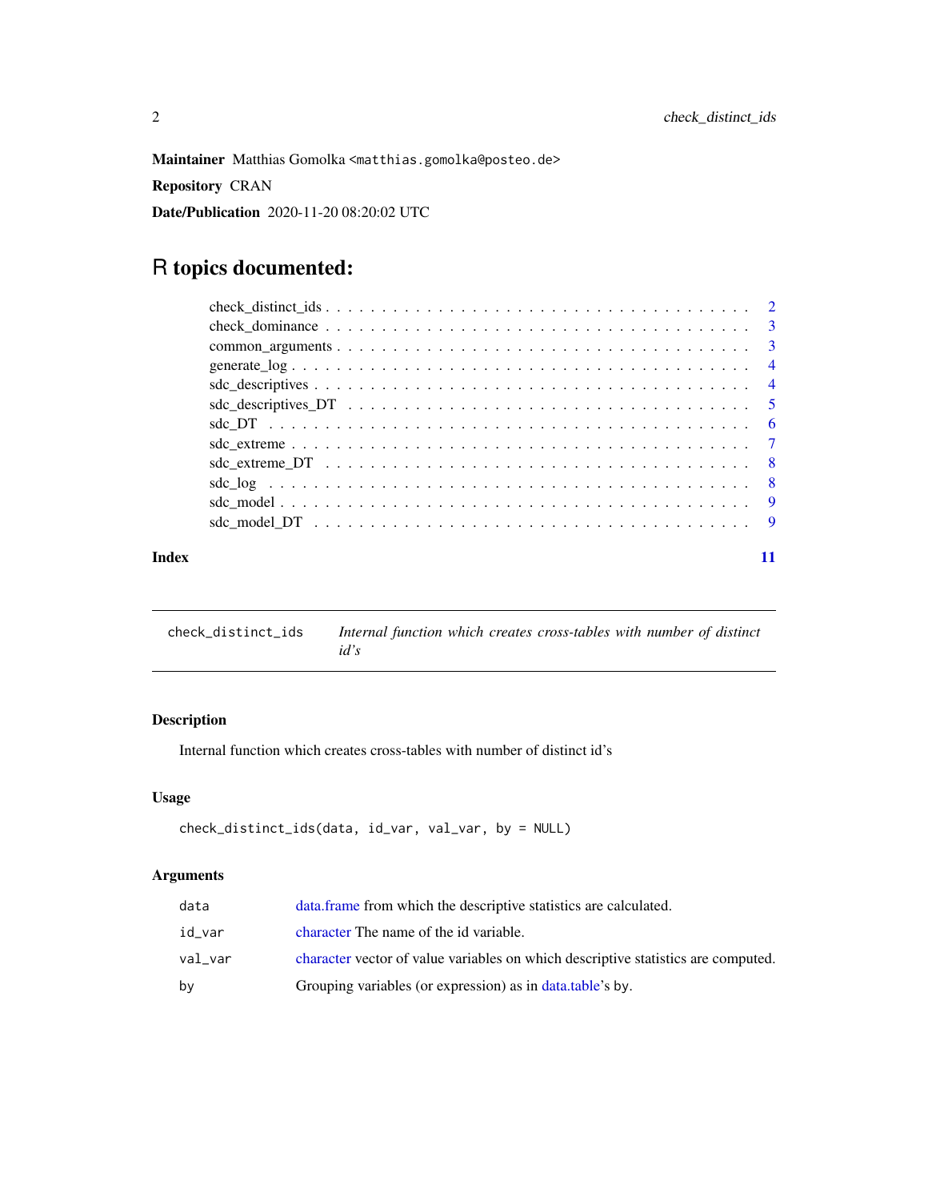**Maintainer** Matthias Gomolka <matthias.gomolka@posteo.de>

**Repository** CRAN

**Date/Publication** 2020-11-20 08:20:02 UTC

# R topics documented:

- check_distinct_ids . . . . . . . . . . . . . . . . . . . . . . . . . . . . . . . . . . . 2
- check_dominance . . . . . . . . . . . . . . . . . . . . . . . . . . . . . . . . . . . 3
- common_arguments . . . . . . . . . . . . . . . . . . . . . . . . . . . . . . . . . . . 3
- generate_log . . . . . . . . . . . . . . . . . . . . . . . . . . . . . . . . . . . 4
- sdc_descriptives . . . . . . . . . . . . . . . . . . . . . . . . . . . . . . . . . . . 4
- sdc_descriptives_DT . . . . . . . . . . . . . . . . . . . . . . . . . . . . . . . . . . . 5
- sdc_DT . . . . . . . . . . . . . . . . . . . . . . . . . . . . . . . . . . . 6
- sdc_extreme . . . . . . . . . . . . . . . . . . . . . . . . . . . . . . . . . . . 7
- sdc_extreme_DT . . . . . . . . . . . . . . . . . . . . . . . . . . . . . . . . . . . 8
- sdc_log . . . . . . . . . . . . . . . . . . . . . . . . . . . . . . . . . . . 8
- sdc_model . . . . . . . . . . . . . . . . . . . . . . . . . . . . . . . . . . . 9
- sdc_model_DT . . . . . . . . . . . . . . . . . . . . . . . . . . . . . . . . . . . 9

**Index** 11

---

## check_distinct_ids — *Internal function which creates cross-tables with number of distinct id's*

### Description

Internal function which creates cross-tables with number of distinct id's

### Usage

```
check_distinct_ids(data, id_var, val_var, by = NULL)
```

### Arguments

| | |
|---|---|
| data | data.frame from which the descriptive statistics are calculated. |
| id_var | character The name of the id variable. |
| val_var | character vector of value variables on which descriptive statistics are computed. |
| by | Grouping variables (or expression) as in data.table's by. |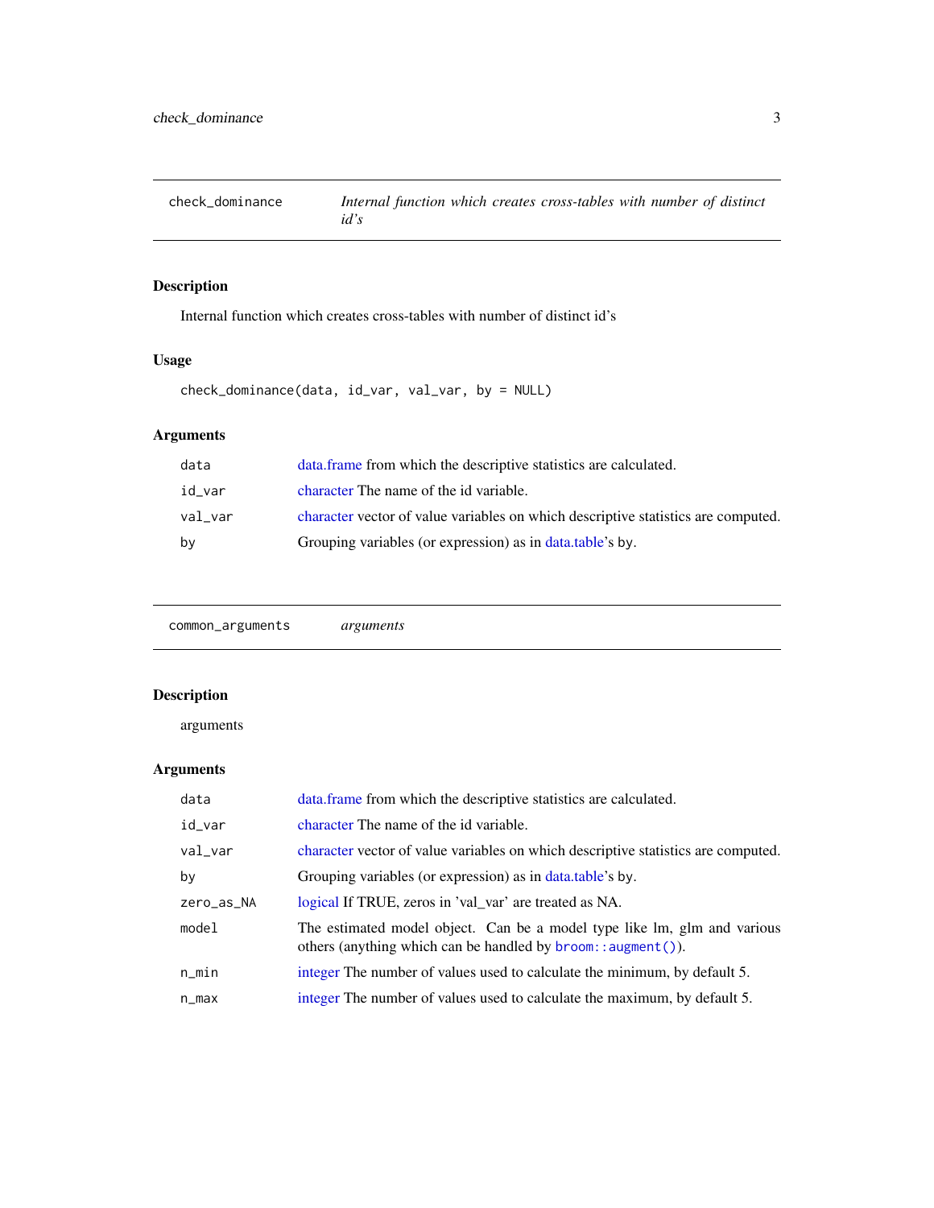## check_dominance — *Internal function which creates cross-tables with number of distinct id's*

### Description

Internal function which creates cross-tables with number of distinct id's

### Usage

```
check_dominance(data, id_var, val_var, by = NULL)
```

### Arguments

| | |
|---|---|
| data | data.frame from which the descriptive statistics are calculated. |
| id_var | character The name of the id variable. |
| val_var | character vector of value variables on which descriptive statistics are computed. |
| by | Grouping variables (or expression) as in data.table's by. |

## common_arguments — *arguments*

### Description

arguments

### Arguments

| | |
|---|---|
| data | data.frame from which the descriptive statistics are calculated. |
| id_var | character The name of the id variable. |
| val_var | character vector of value variables on which descriptive statistics are computed. |
| by | Grouping variables (or expression) as in data.table's by. |
| zero_as_NA | logical If TRUE, zeros in 'val_var' are treated as NA. |
| model | The estimated model object. Can be a model type like lm, glm and various others (anything which can be handled by `broom::augment()`). |
| n_min | integer The number of values used to calculate the minimum, by default 5. |
| n_max | integer The number of values used to calculate the maximum, by default 5. |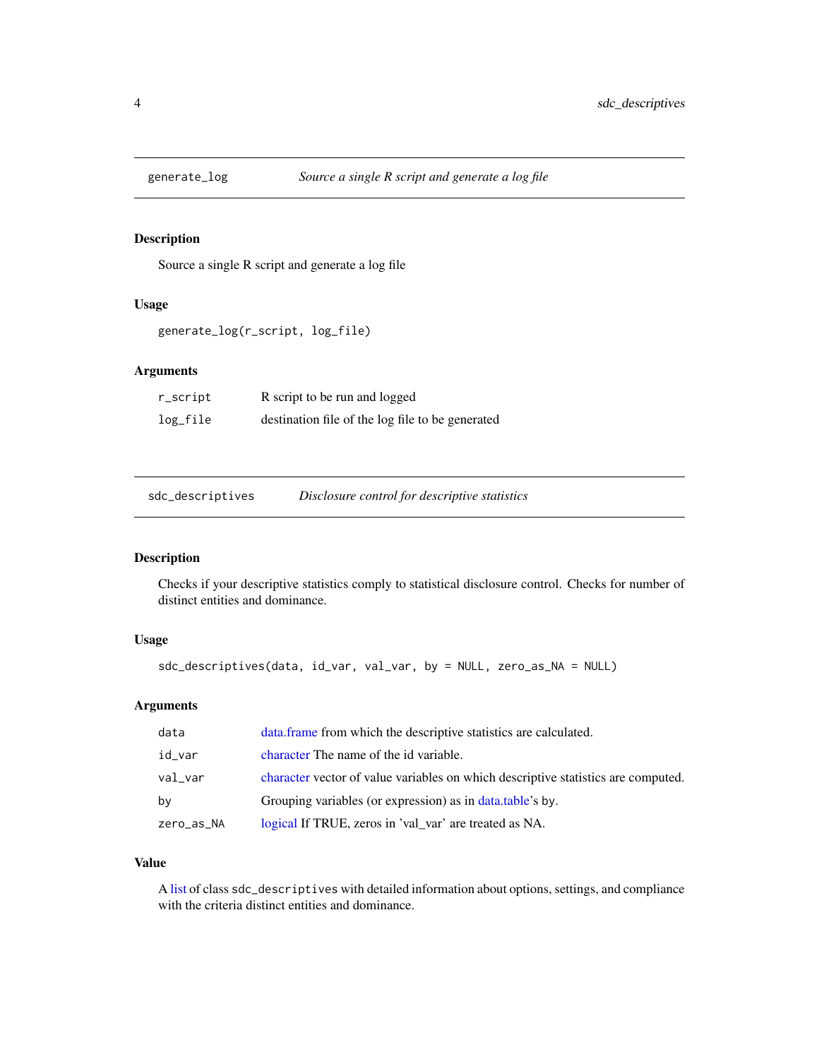## generate_log — *Source a single R script and generate a log file*

### Description

Source a single R script and generate a log file

### Usage

```
generate_log(r_script, log_file)
```

### Arguments

| | |
|---|---|
| `r_script` | R script to be run and logged |
| `log_file` | destination file of the log file to be generated |

## sdc_descriptives — *Disclosure control for descriptive statistics*

### Description

Checks if your descriptive statistics comply to statistical disclosure control. Checks for number of distinct entities and dominance.

### Usage

```
sdc_descriptives(data, id_var, val_var, by = NULL, zero_as_NA = NULL)
```

### Arguments

| | |
|---|---|
| `data` | data.frame from which the descriptive statistics are calculated. |
| `id_var` | character The name of the id variable. |
| `val_var` | character vector of value variables on which descriptive statistics are computed. |
| `by` | Grouping variables (or expression) as in data.table's `by`. |
| `zero_as_NA` | logical If TRUE, zeros in 'val_var' are treated as NA. |

### Value

A list of class `sdc_descriptives` with detailed information about options, settings, and compliance with the criteria distinct entities and dominance.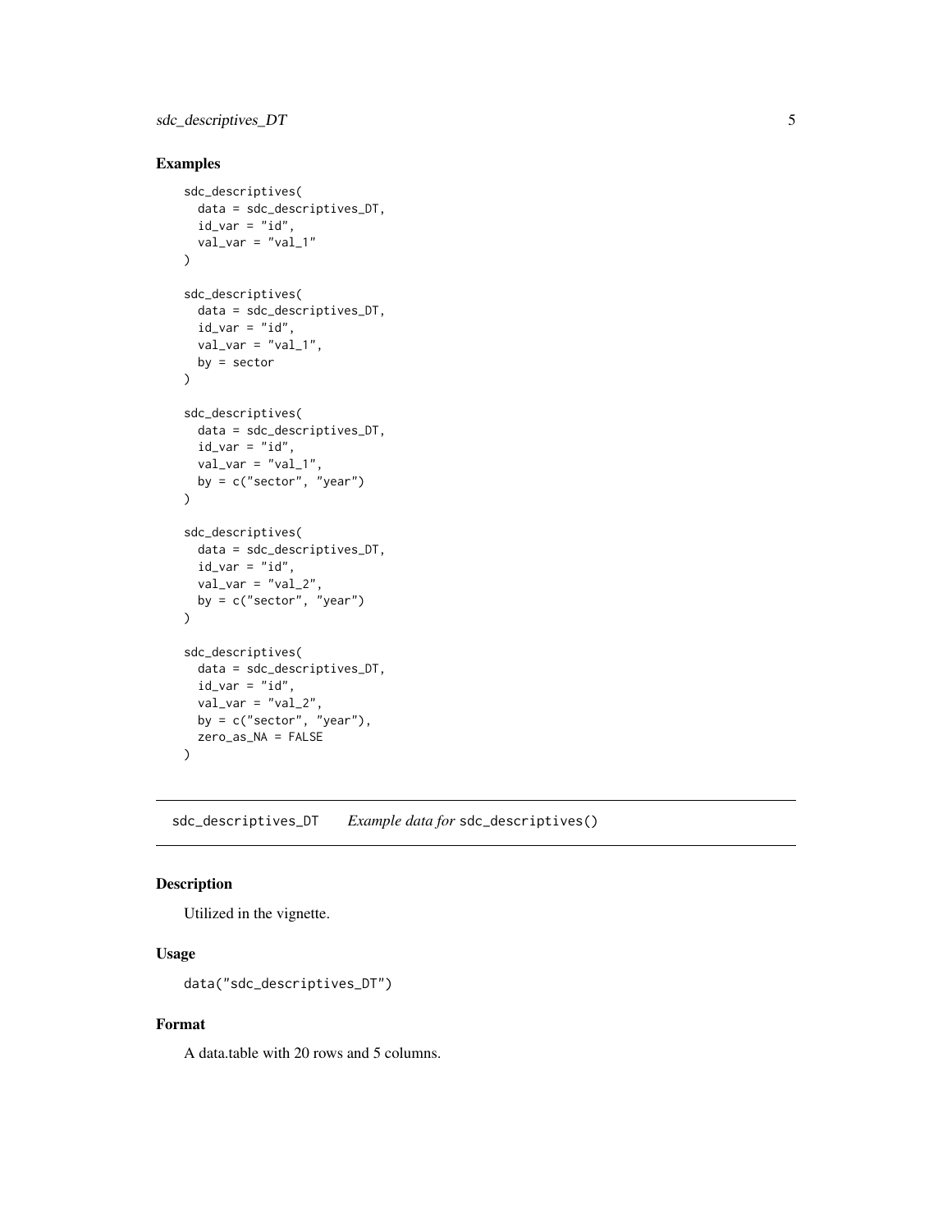## Examples

```
sdc_descriptives(
  data = sdc_descriptives_DT,
  id_var = "id",
  val_var = "val_1"
)

sdc_descriptives(
  data = sdc_descriptives_DT,
  id_var = "id",
  val_var = "val_1",
  by = sector
)

sdc_descriptives(
  data = sdc_descriptives_DT,
  id_var = "id",
  val_var = "val_1",
  by = c("sector", "year")
)

sdc_descriptives(
  data = sdc_descriptives_DT,
  id_var = "id",
  val_var = "val_2",
  by = c("sector", "year")
)

sdc_descriptives(
  data = sdc_descriptives_DT,
  id_var = "id",
  val_var = "val_2",
  by = c("sector", "year"),
  zero_as_NA = FALSE
)
```

---

# sdc_descriptives_DT    *Example data for* `sdc_descriptives()`

---

## Description

Utilized in the vignette.

## Usage

```
data("sdc_descriptives_DT")
```

## Format

A data.table with 20 rows and 5 columns.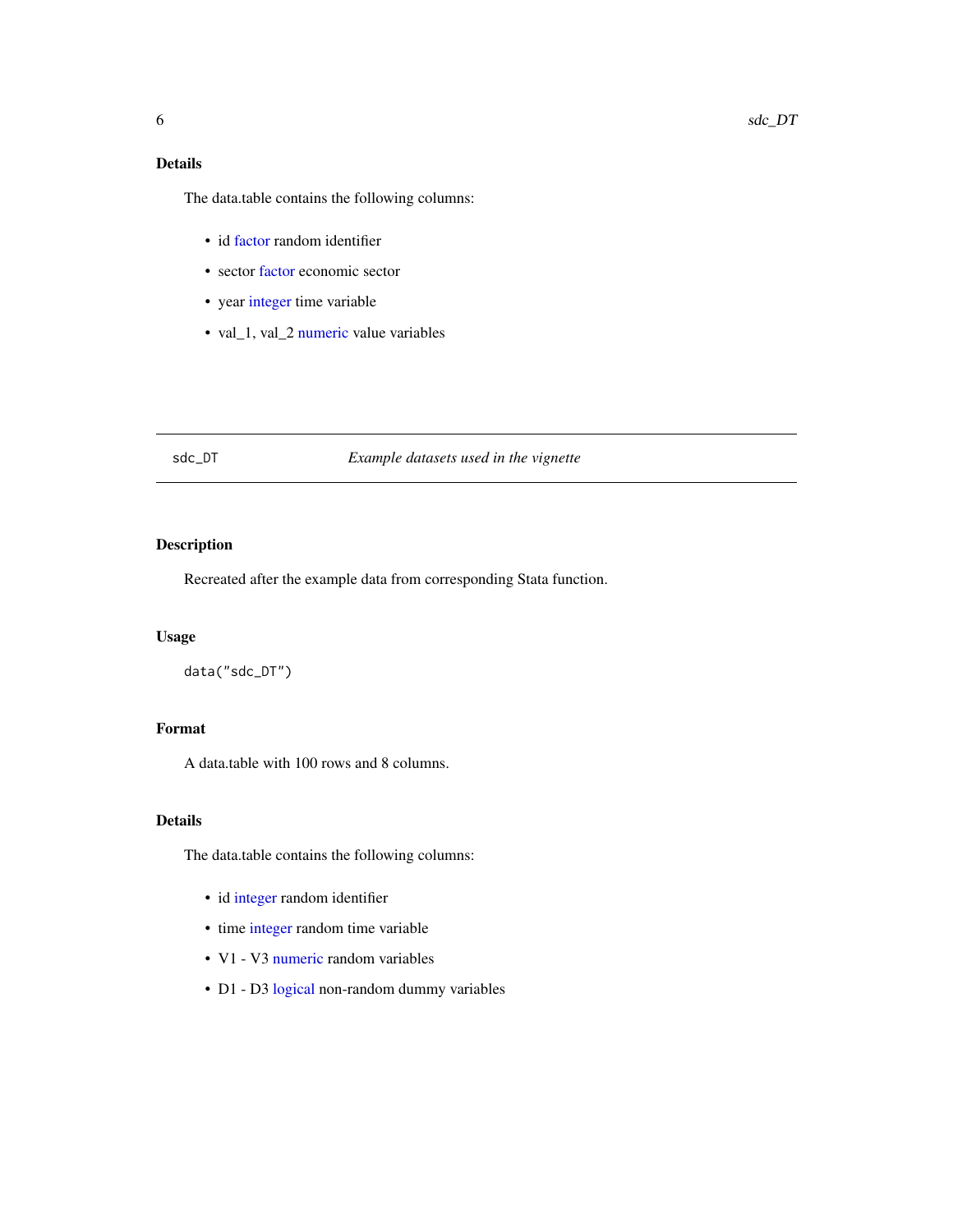### Details

The data.table contains the following columns:

- id factor random identifier
- sector factor economic sector
- year integer time variable
- val_1, val_2 numeric value variables

---

## sdc_DT — *Example datasets used in the vignette*

---

### Description

Recreated after the example data from corresponding Stata function.

### Usage

```
data("sdc_DT")
```

### Format

A data.table with 100 rows and 8 columns.

### Details

The data.table contains the following columns:

- id integer random identifier
- time integer random time variable
- V1 - V3 numeric random variables
- D1 - D3 logical non-random dummy variables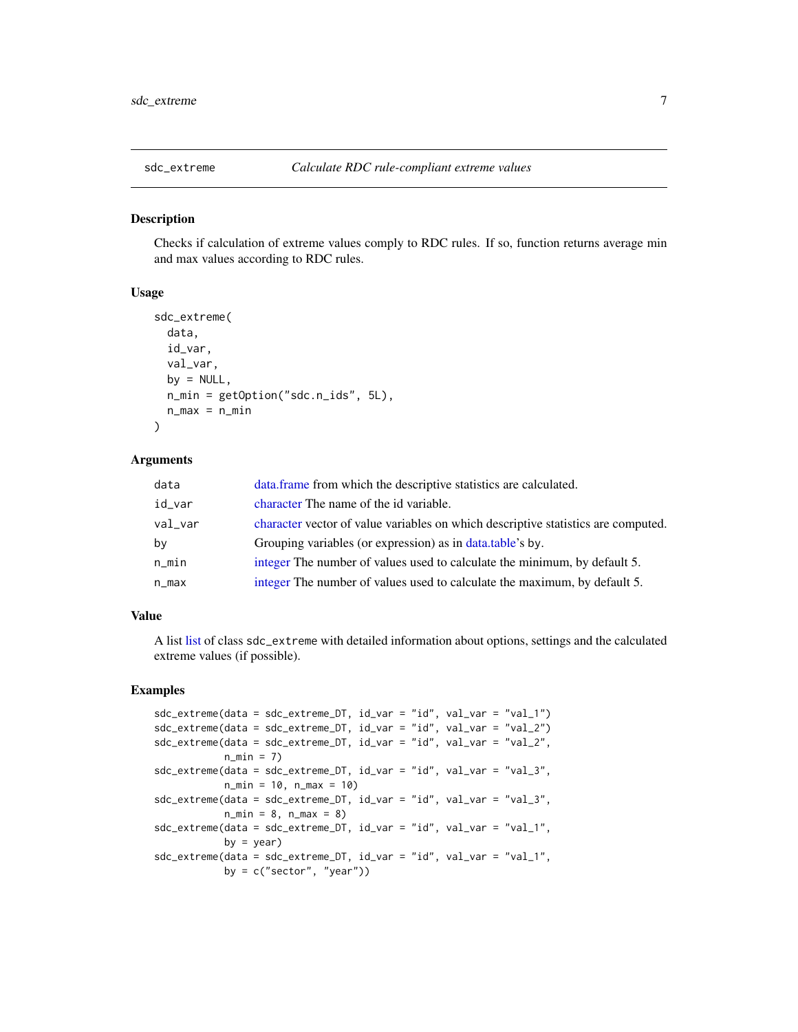## sdc_extreme — *Calculate RDC rule-compliant extreme values*

### Description

Checks if calculation of extreme values comply to RDC rules. If so, function returns average min and max values according to RDC rules.

### Usage

```
sdc_extreme(
  data,
  id_var,
  val_var,
  by = NULL,
  n_min = getOption("sdc.n_ids", 5L),
  n_max = n_min
)
```

### Arguments

| | |
|---|---|
| data | data.frame from which the descriptive statistics are calculated. |
| id_var | character The name of the id variable. |
| val_var | character vector of value variables on which descriptive statistics are computed. |
| by | Grouping variables (or expression) as in data.table's by. |
| n_min | integer The number of values used to calculate the minimum, by default 5. |
| n_max | integer The number of values used to calculate the maximum, by default 5. |

### Value

A list list of class sdc_extreme with detailed information about options, settings and the calculated extreme values (if possible).

### Examples

```
sdc_extreme(data = sdc_extreme_DT, id_var = "id", val_var = "val_1")
sdc_extreme(data = sdc_extreme_DT, id_var = "id", val_var = "val_2")
sdc_extreme(data = sdc_extreme_DT, id_var = "id", val_var = "val_2",
           n_min = 7)
sdc_extreme(data = sdc_extreme_DT, id_var = "id", val_var = "val_3",
           n_min = 10, n_max = 10)
sdc_extreme(data = sdc_extreme_DT, id_var = "id", val_var = "val_3",
           n_min = 8, n_max = 8)
sdc_extreme(data = sdc_extreme_DT, id_var = "id", val_var = "val_1",
           by = year)
sdc_extreme(data = sdc_extreme_DT, id_var = "id", val_var = "val_1",
           by = c("sector", "year"))
```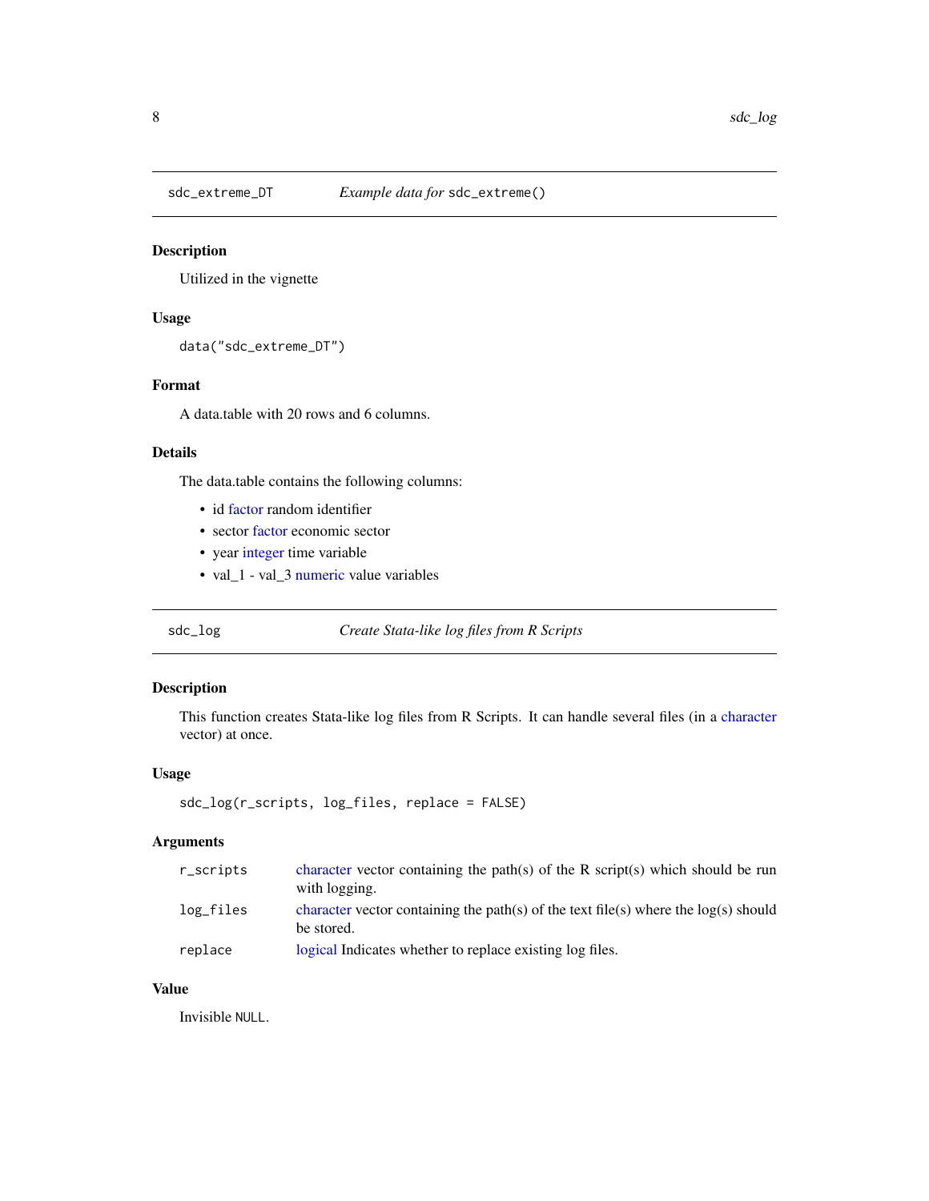## sdc_extreme_DT — *Example data for* `sdc_extreme()`

### Description

Utilized in the vignette

### Usage

```
data("sdc_extreme_DT")
```

### Format

A data.table with 20 rows and 6 columns.

### Details

The data.table contains the following columns:

- id factor random identifier
- sector factor economic sector
- year integer time variable
- val_1 - val_3 numeric value variables

## sdc_log — *Create Stata-like log files from R Scripts*

### Description

This function creates Stata-like log files from R Scripts. It can handle several files (in a character vector) at once.

### Usage

```
sdc_log(r_scripts, log_files, replace = FALSE)
```

### Arguments

| | |
|---|---|
| `r_scripts` | character vector containing the path(s) of the R script(s) which should be run with logging. |
| `log_files` | character vector containing the path(s) of the text file(s) where the log(s) should be stored. |
| `replace` | logical Indicates whether to replace existing log files. |

### Value

Invisible `NULL`.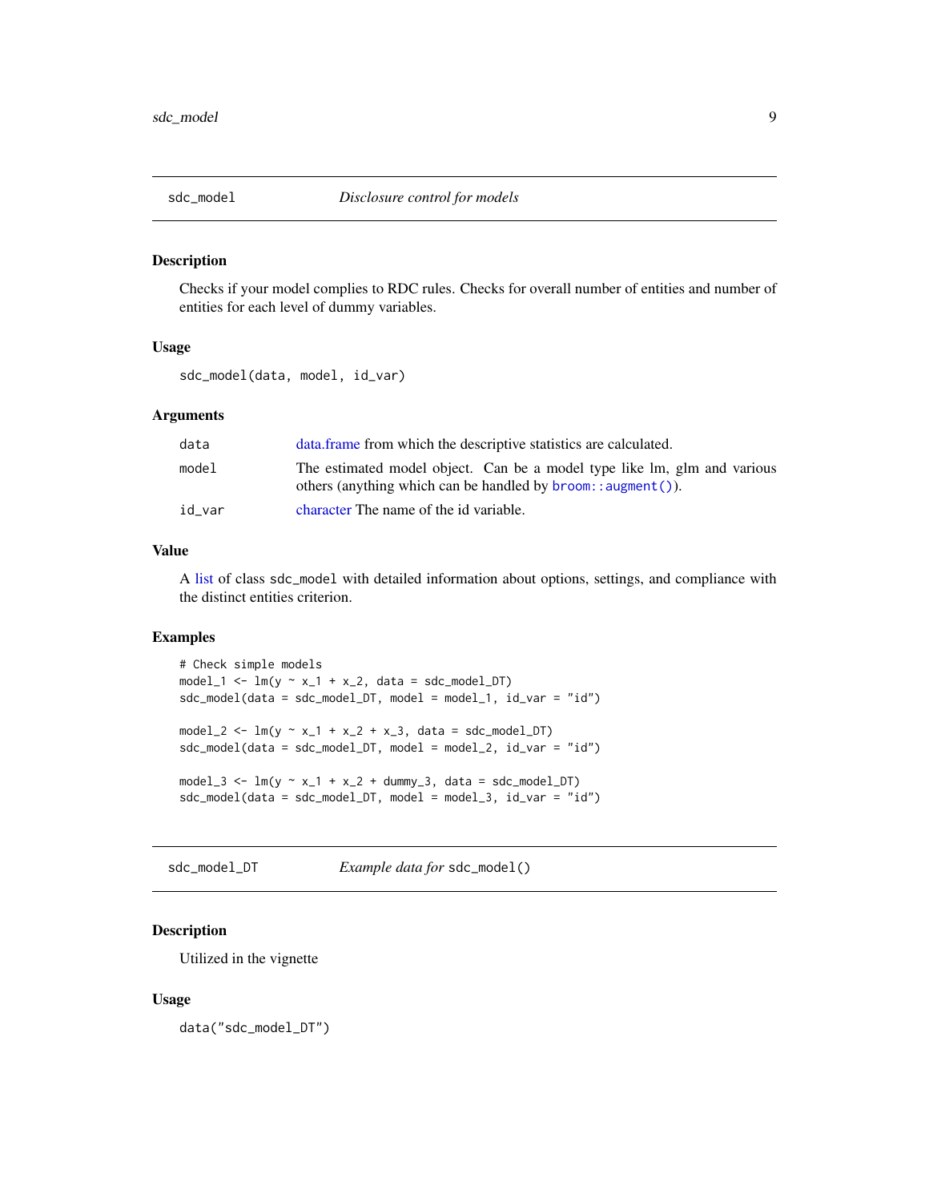## sdc_model — *Disclosure control for models*

### Description

Checks if your model complies to RDC rules. Checks for overall number of entities and number of entities for each level of dummy variables.

### Usage

```
sdc_model(data, model, id_var)
```

### Arguments

| | |
|---|---|
| `data` | data.frame from which the descriptive statistics are calculated. |
| `model` | The estimated model object. Can be a model type like lm, glm and various others (anything which can be handled by `broom::augment()`). |
| `id_var` | character The name of the id variable. |

### Value

A list of class `sdc_model` with detailed information about options, settings, and compliance with the distinct entities criterion.

### Examples

```
# Check simple models
model_1 <- lm(y ~ x_1 + x_2, data = sdc_model_DT)
sdc_model(data = sdc_model_DT, model = model_1, id_var = "id")

model_2 <- lm(y ~ x_1 + x_2 + x_3, data = sdc_model_DT)
sdc_model(data = sdc_model_DT, model = model_2, id_var = "id")

model_3 <- lm(y ~ x_1 + x_2 + dummy_3, data = sdc_model_DT)
sdc_model(data = sdc_model_DT, model = model_3, id_var = "id")
```

## sdc_model_DT — *Example data for* `sdc_model()`

### Description

Utilized in the vignette

### Usage

```
data("sdc_model_DT")
```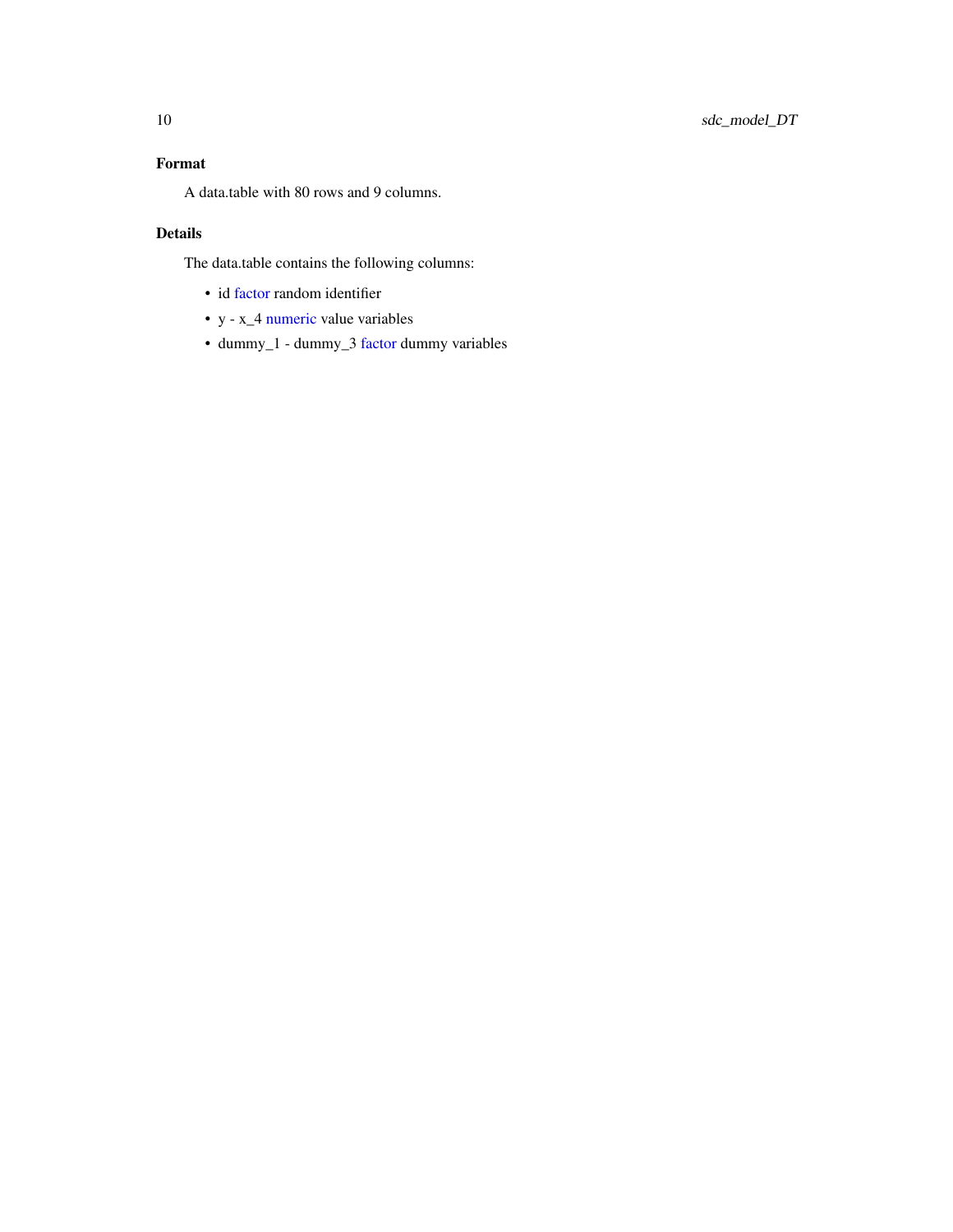## Format

A data.table with 80 rows and 9 columns.

## Details

The data.table contains the following columns:

- id factor random identifier
- y - x_4 numeric value variables
- dummy_1 - dummy_3 factor dummy variables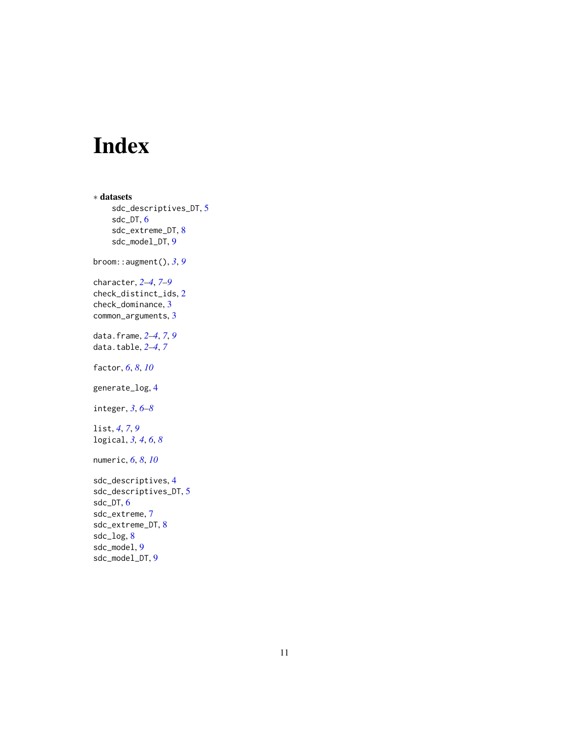# Index

∗ **datasets**
    sdc_descriptives_DT, 5
    sdc_DT, 6
    sdc_extreme_DT, 8
    sdc_model_DT, 9

broom::augment(), *3*, *9*

character, *2–4*, *7–9*
check_distinct_ids, 2
check_dominance, 3
common_arguments, 3

data.frame, *2–4*, *7*, *9*
data.table, *2–4*, *7*

factor, *6*, *8*, *10*

generate_log, 4

integer, *3*, *6–8*

list, *4*, *7*, *9*
logical, *3, 4*, *6*, *8*

numeric, *6*, *8*, *10*

sdc_descriptives, 4
sdc_descriptives_DT, 5
sdc_DT, 6
sdc_extreme, 7
sdc_extreme_DT, 8
sdc_log, 8
sdc_model, 9
sdc_model_DT, 9